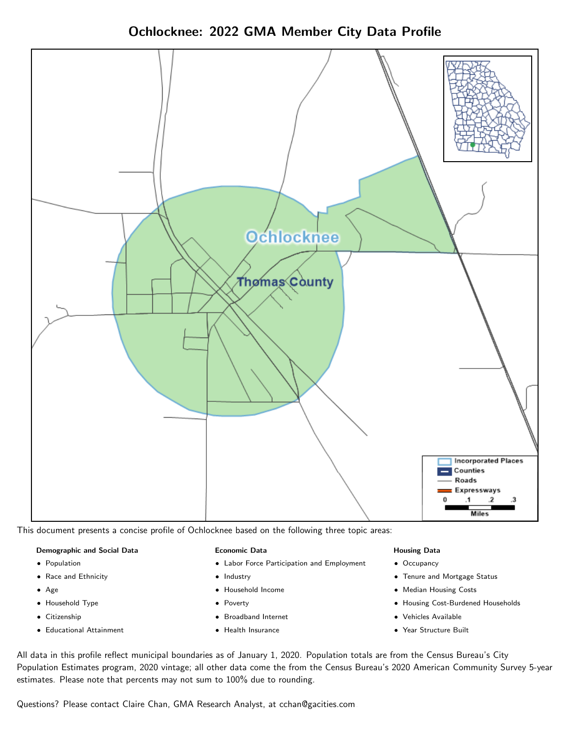# Ochlocknee: 2022 GMA Member City Data Profile

This document presents a concise profile of Ochlocknee based on the following three topic areas:

**Demographic and Social Data**

- Population
- Race and Ethnicity
- Age
- Household Type
- Citizenship
- Educational Attainment

**Economic Data**

- Labor Force Participation and Employment
- Industry
- Household Income
- Poverty
- Broadband Internet
- Health Insurance

**Housing Data**

- Occupancy
- Tenure and Mortgage Status
- Median Housing Costs
- Housing Cost-Burdened Households
- Vehicles Available
- Year Structure Built

All data in this profile reflect municipal boundaries as of January 1, 2020. Population totals are from the Census Bureau's City Population Estimates program, 2020 vintage; all other data come the from the Census Bureau's 2020 American Community Survey 5-year estimates. Please note that percents may not sum to 100% due to rounding.

Questions? Please contact Claire Chan, GMA Research Analyst, at cchan@gacities.com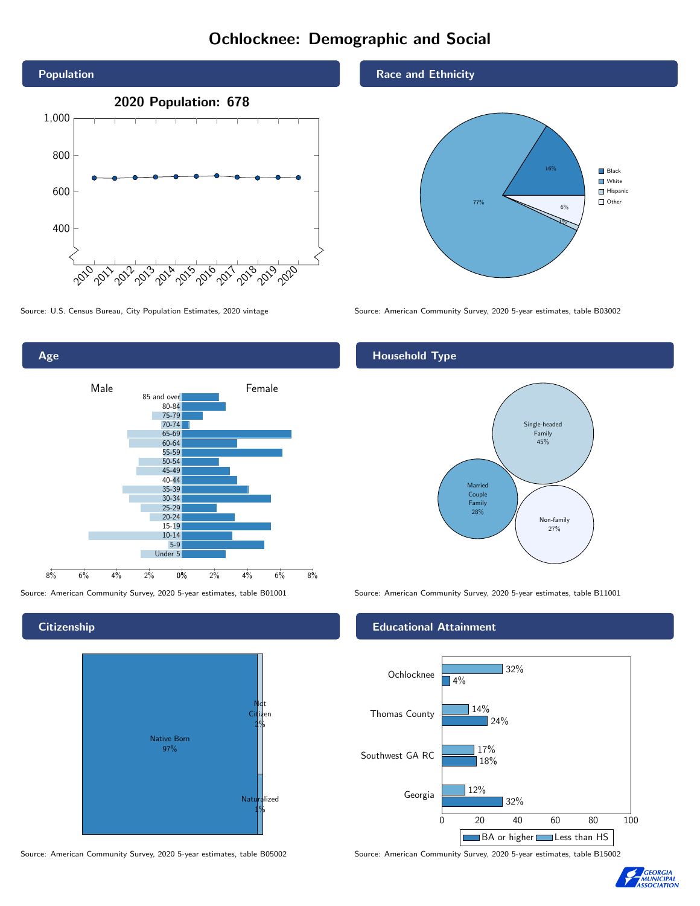# Ochlocknee: Demographic and Social

## Population

2020 Population: 678

Source: U.S. Census Bureau, City Population Estimates, 2020 vintage

## Race and Ethnicity

| Group | Share |
|---|---|
| Black | 16% |
| White | 77% |
| Hispanic | 1% |
| Other | 6% |

Source: American Community Survey, 2020 5-year estimates, table B03002

## Age

Source: American Community Survey, 2020 5-year estimates, table B01001

## Household Type

| Type | Share |
|---|---|
| Single-headed Family | 45% |
| Married Couple Family | 28% |
| Non-family | 27% |

Source: American Community Survey, 2020 5-year estimates, table B11001

## Citizenship

| Status | Share |
|---|---|
| Native Born | 97% |
| Not Citizen | 2% |
| Naturalized | 1% |

Source: American Community Survey, 2020 5-year estimates, table B05002

## Educational Attainment

| Area | Less than HS | BA or higher |
|---|---|---|
| Ochlocknee | 32% | 4% |
| Thomas County | 14% | 24% |
| Southwest GA RC | 17% | 18% |
| Georgia | 12% | 32% |

Source: American Community Survey, 2020 5-year estimates, table B15002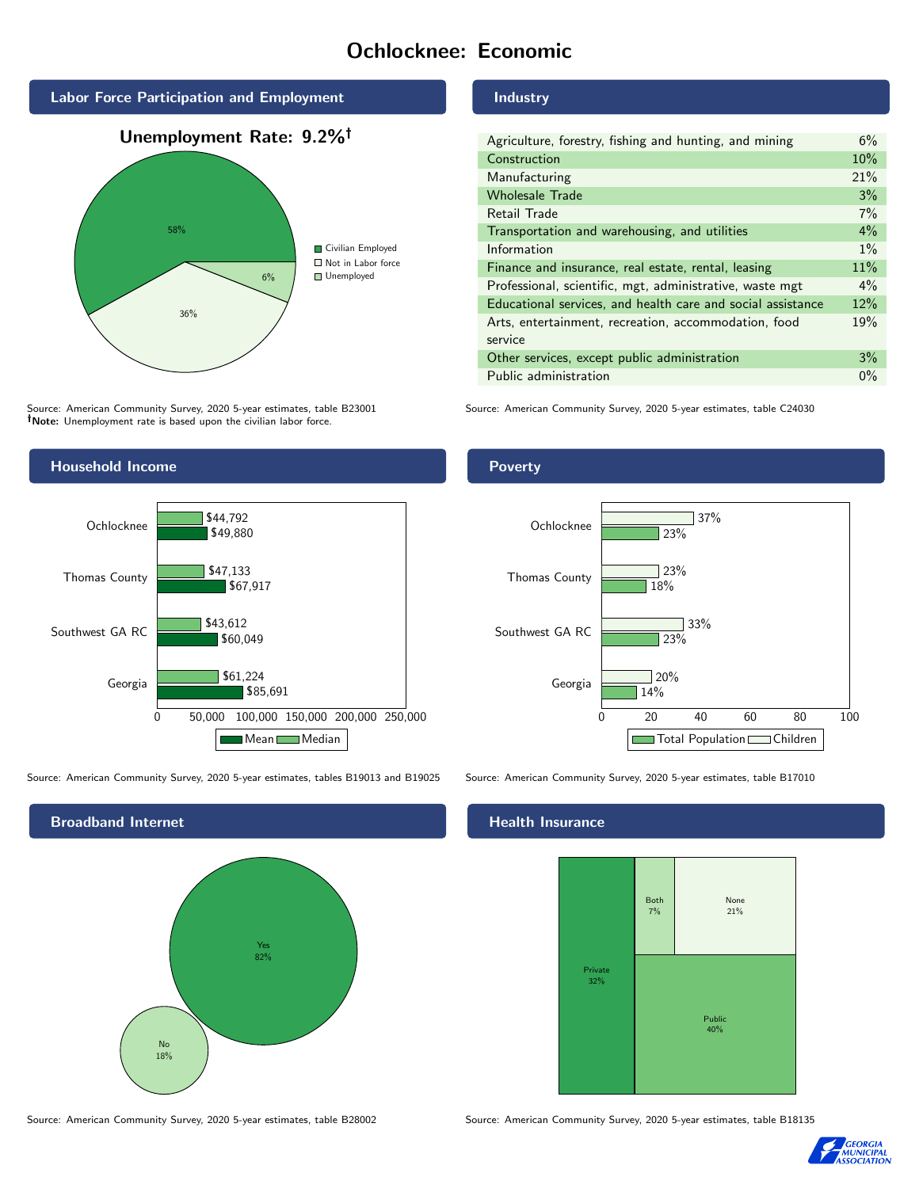# Ochlocknee: Economic

## Labor Force Participation and Employment

**Unemployment Rate: 9.2%†**

| Category | Percent |
| --- | --- |
| Civilian Employed | 58% |
| Not in Labor force | 36% |
| Unemployed | 6% |

Source: American Community Survey, 2020 5-year estimates, table B23001
**†Note:** Unemployment rate is based upon the civilian labor force.

## Industry

| Industry | Percent |
| --- | --- |
| Agriculture, forestry, fishing and hunting, and mining | 6% |
| Construction | 10% |
| Manufacturing | 21% |
| Wholesale Trade | 3% |
| Retail Trade | 7% |
| Transportation and warehousing, and utilities | 4% |
| Information | 1% |
| Finance and insurance, real estate, rental, leasing | 11% |
| Professional, scientific, mgt, administrative, waste mgt | 4% |
| Educational services, and health care and social assistance | 12% |
| Arts, entertainment, recreation, accommodation, food service | 19% |
| Other services, except public administration | 3% |
| Public administration | 0% |

Source: American Community Survey, 2020 5-year estimates, table C24030

## Household Income

| | Median | Mean |
| --- | --- | --- |
| Ochlocknee | $44,792 | $49,880 |
| Thomas County | $47,133 | $67,917 |
| Southwest GA RC | $43,612 | $60,049 |
| Georgia | $61,224 | $85,691 |

Source: American Community Survey, 2020 5-year estimates, tables B19013 and B19025

## Poverty

| | Children | Total Population |
| --- | --- | --- |
| Ochlocknee | 37% | 23% |
| Thomas County | 23% | 18% |
| Southwest GA RC | 33% | 23% |
| Georgia | 20% | 14% |

Source: American Community Survey, 2020 5-year estimates, table B17010

## Broadband Internet

| | Percent |
| --- | --- |
| Yes | 82% |
| No | 18% |

Source: American Community Survey, 2020 5-year estimates, table B28002

## Health Insurance

| Type | Percent |
| --- | --- |
| Private | 32% |
| Both | 7% |
| None | 21% |
| Public | 40% |

Source: American Community Survey, 2020 5-year estimates, table B18135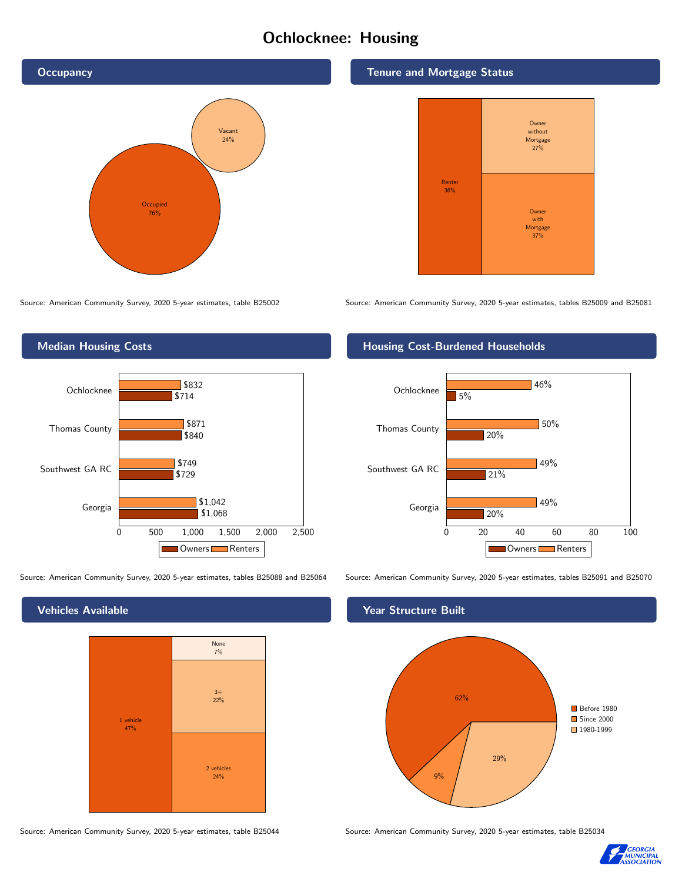# Ochlocknee: Housing

## Occupancy

Vacant
24%

Occupied
76%

Source: American Community Survey, 2020 5-year estimates, table B25002

## Tenure and Mortgage Status

Renter
36%

Owner without Mortgage
27%

Owner with Mortgage
37%

Source: American Community Survey, 2020 5-year estimates, tables B25009 and B25081

## Median Housing Costs

Ochlocknee
$832
$714

Thomas County
$871
$840

Southwest GA RC
$749
$729

Georgia
$1,042
$1,068

0 500 1,000 1,500 2,000 2,500

Owners Renters

Source: American Community Survey, 2020 5-year estimates, tables B25088 and B25064

## Housing Cost-Burdened Households

Ochlocknee
46%
5%

Thomas County
50%
20%

Southwest GA RC
49%
21%

Georgia
49%
20%

0 20 40 60 80 100

Owners Renters

Source: American Community Survey, 2020 5-year estimates, tables B25091 and B25070

## Vehicles Available

1 vehicle
47%

None
7%

3+
22%

2 vehicles
24%

Source: American Community Survey, 2020 5-year estimates, table B25044

## Year Structure Built

62%

9%

29%

Before 1980
Since 2000
1980-1999

Source: American Community Survey, 2020 5-year estimates, table B25034